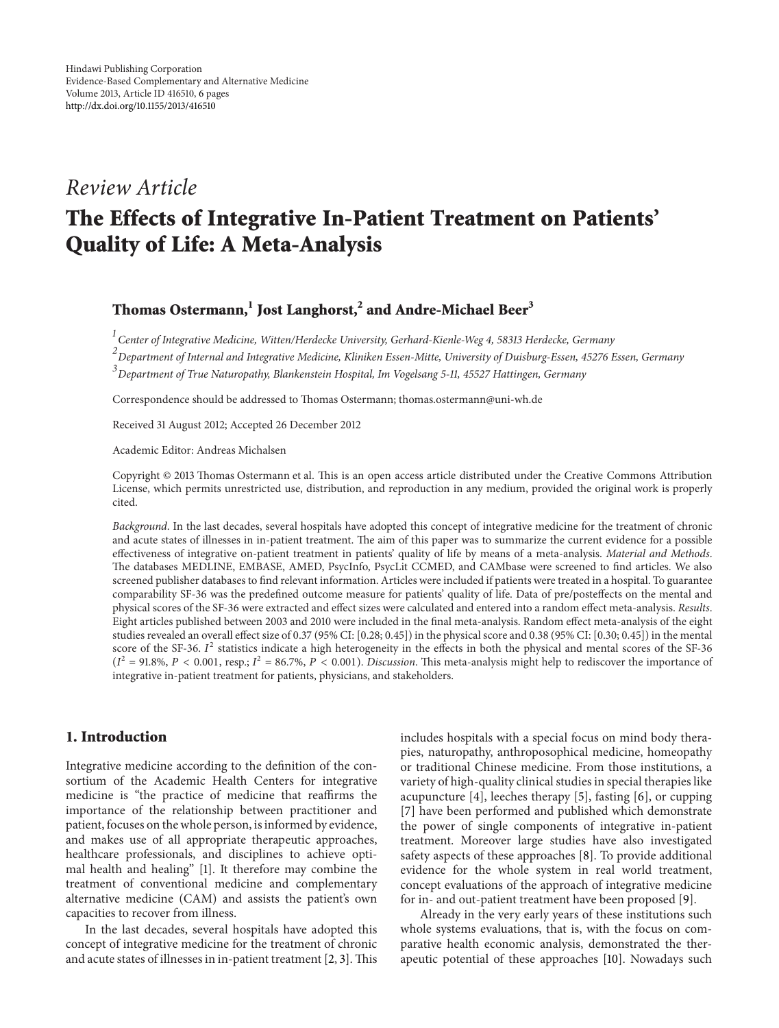Hindawi Publishing Corporation
Evidence-Based Complementary and Alternative Medicine
Volume 2013, Article ID 416510, 6 pages
http://dx.doi.org/10.1155/2013/416510

*Review Article*

# The Effects of Integrative In-Patient Treatment on Patients' Quality of Life: A Meta-Analysis

**Thomas Ostermann,[1] Jost Langhorst,[2] and Andre-Michael Beer[3]**

[1] *Center of Integrative Medicine, Witten/Herdecke University, Gerhard-Kienle-Weg 4, 58313 Herdecke, Germany*
[2] *Department of Internal and Integrative Medicine, Kliniken Essen-Mitte, University of Duisburg-Essen, 45276 Essen, Germany*
[3] *Department of True Naturopathy, Blankenstein Hospital, Im Vogelsang 5-11, 45527 Hattingen, Germany*

Correspondence should be addressed to Thomas Ostermann; thomas.ostermann@uni-wh.de

Received 31 August 2012; Accepted 26 December 2012

Academic Editor: Andreas Michalsen

Copyright © 2013 Thomas Ostermann et al. This is an open access article distributed under the Creative Commons Attribution License, which permits unrestricted use, distribution, and reproduction in any medium, provided the original work is properly cited.

*Background*. In the last decades, several hospitals have adopted this concept of integrative medicine for the treatment of chronic and acute states of illnesses in in-patient treatment. The aim of this paper was to summarize the current evidence for a possible effectiveness of integrative on-patient treatment in patients' quality of life by means of a meta-analysis. *Material and Methods*. The databases MEDLINE, EMBASE, AMED, PsycInfo, PsycLit CCMED, and CAMbase were screened to find articles. We also screened publisher databases to find relevant information. Articles were included if patients were treated in a hospital. To guarantee comparability SF-36 was the predefined outcome measure for patients' quality of life. Data of pre/posteffects on the mental and physical scores of the SF-36 were extracted and effect sizes were calculated and entered into a random effect meta-analysis. *Results*. Eight articles published between 2003 and 2010 were included in the final meta-analysis. Random effect meta-analysis of the eight studies revealed an overall effect size of 0.37 (95% CI: [0.28; 0.45]) in the physical score and 0.38 (95% CI: [0.30; 0.45]) in the mental score of the SF-36. $I^2$ statistics indicate a high heterogeneity in the effects in both the physical and mental scores of the SF-36 ($I^2 = 91.8\%$, $P < 0.001$, resp.; $I^2 = 86.7\%$, $P < 0.001$). *Discussion*. This meta-analysis might help to rediscover the importance of integrative in-patient treatment for patients, physicians, and stakeholders.

## 1. Introduction

Integrative medicine according to the definition of the consortium of the Academic Health Centers for integrative medicine is "the practice of medicine that reaffirms the importance of the relationship between practitioner and patient, focuses on the whole person, is informed by evidence, and makes use of all appropriate therapeutic approaches, healthcare professionals, and disciplines to achieve optimal health and healing" [1]. It therefore may combine the treatment of conventional medicine and complementary alternative medicine (CAM) and assists the patient's own capacities to recover from illness.

In the last decades, several hospitals have adopted this concept of integrative medicine for the treatment of chronic and acute states of illnesses in in-patient treatment [2, 3]. This includes hospitals with a special focus on mind body therapies, naturopathy, anthroposophical medicine, homeopathy or traditional Chinese medicine. From those institutions, a variety of high-quality clinical studies in special therapies like acupuncture [4], leeches therapy [5], fasting [6], or cupping [7] have been performed and published which demonstrate the power of single components of integrative in-patient treatment. Moreover large studies have also investigated safety aspects of these approaches [8]. To provide additional evidence for the whole system in real world treatment, concept evaluations of the approach of integrative medicine for in- and out-patient treatment have been proposed [9].

Already in the very early years of these institutions such whole systems evaluations, that is, with the focus on comparative health economic analysis, demonstrated the therapeutic potential of these approaches [10]. Nowadays such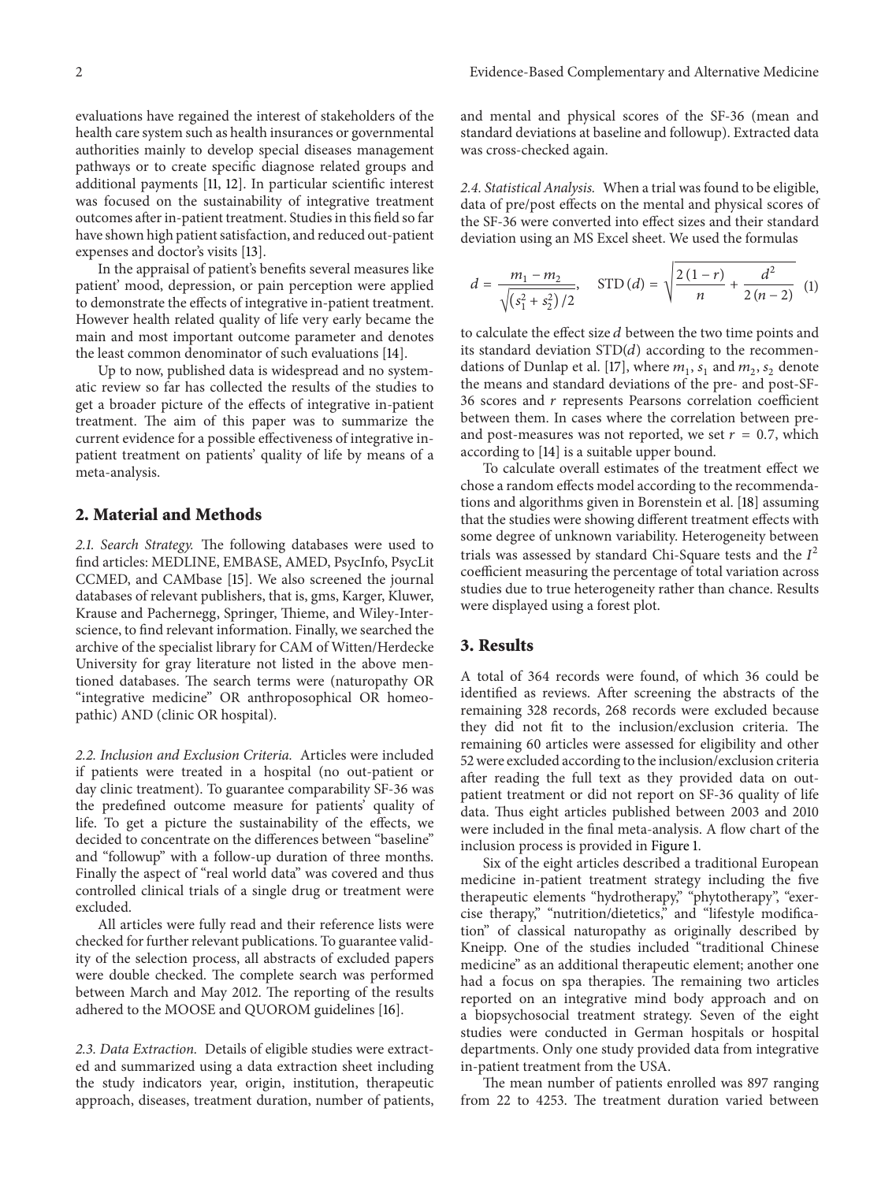evaluations have regained the interest of stakeholders of the health care system such as health insurances or governmental authorities mainly to develop special diseases management pathways or to create specific diagnose related groups and additional payments [11, 12]. In particular scientific interest was focused on the sustainability of integrative treatment outcomes after in-patient treatment. Studies in this field so far have shown high patient satisfaction, and reduced out-patient expenses and doctor's visits [13].

In the appraisal of patient's benefits several measures like patient' mood, depression, or pain perception were applied to demonstrate the effects of integrative in-patient treatment. However health related quality of life very early became the main and most important outcome parameter and denotes the least common denominator of such evaluations [14].

Up to now, published data is widespread and no systematic review so far has collected the results of the studies to get a broader picture of the effects of integrative in-patient treatment. The aim of this paper was to summarize the current evidence for a possible effectiveness of integrative in-patient treatment on patients' quality of life by means of a meta-analysis.

## 2. Material and Methods

*2.1. Search Strategy.* The following databases were used to find articles: MEDLINE, EMBASE, AMED, PsycInfo, PsycLit CCMED, and CAMbase [15]. We also screened the journal databases of relevant publishers, that is, gms, Karger, Kluwer, Krause and Pachernegg, Springer, Thieme, and Wiley-Interscience, to find relevant information. Finally, we searched the archive of the specialist library for CAM of Witten/Herdecke University for gray literature not listed in the above mentioned databases. The search terms were (naturopathy OR "integrative medicine" OR anthroposophical OR homeopathic) AND (clinic OR hospital).

*2.2. Inclusion and Exclusion Criteria.* Articles were included if patients were treated in a hospital (no out-patient or day clinic treatment). To guarantee comparability SF-36 was the predefined outcome measure for patients' quality of life. To get a picture the sustainability of the effects, we decided to concentrate on the differences between "baseline" and "followup" with a follow-up duration of three months. Finally the aspect of "real world data" was covered and thus controlled clinical trials of a single drug or treatment were excluded.

All articles were fully read and their reference lists were checked for further relevant publications. To guarantee validity of the selection process, all abstracts of excluded papers were double checked. The complete search was performed between March and May 2012. The reporting of the results adhered to the MOOSE and QUOROM guidelines [16].

*2.3. Data Extraction.* Details of eligible studies were extracted and summarized using a data extraction sheet including the study indicators year, origin, institution, therapeutic approach, diseases, treatment duration, number of patients, and mental and physical scores of the SF-36 (mean and standard deviations at baseline and followup). Extracted data was cross-checked again.

*2.4. Statistical Analysis.* When a trial was found to be eligible, data of pre/post effects on the mental and physical scores of the SF-36 were converted into effect sizes and their standard deviation using an MS Excel sheet. We used the formulas

$$d = \frac{m_1 - m_2}{\sqrt{(s_1^2 + s_2^2)/2}}, \quad \text{STD}(d) = \sqrt{\frac{2(1-r)}{n} + \frac{d^2}{2(n-2)}} \quad (1)$$

to calculate the effect size $d$ between the two time points and its standard deviation $\text{STD}(d)$ according to the recommendations of Dunlap et al. [17], where $m_1, s_1$ and $m_2, s_2$ denote the means and standard deviations of the pre- and post-SF-36 scores and $r$ represents Pearsons correlation coefficient between them. In cases where the correlation between pre- and post-measures was not reported, we set $r = 0.7$, which according to [14] is a suitable upper bound.

To calculate overall estimates of the treatment effect we chose a random effects model according to the recommendations and algorithms given in Borenstein et al. [18] assuming that the studies were showing different treatment effects with some degree of unknown variability. Heterogeneity between trials was assessed by standard Chi-Square tests and the $I^2$ coefficient measuring the percentage of total variation across studies due to true heterogeneity rather than chance. Results were displayed using a forest plot.

## 3. Results

A total of 364 records were found, of which 36 could be identified as reviews. After screening the abstracts of the remaining 328 records, 268 records were excluded because they did not fit to the inclusion/exclusion criteria. The remaining 60 articles were assessed for eligibility and other 52 were excluded according to the inclusion/exclusion criteria after reading the full text as they provided data on out-patient treatment or did not report on SF-36 quality of life data. Thus eight articles published between 2003 and 2010 were included in the final meta-analysis. A flow chart of the inclusion process is provided in Figure 1.

Six of the eight articles described a traditional European medicine in-patient treatment strategy including the five therapeutic elements "hydrotherapy," "phytotherapy", "exercise therapy," "nutrition/dietetics," and "lifestyle modification" of classical naturopathy as originally described by Kneipp. One of the studies included "traditional Chinese medicine" as an additional therapeutic element; another one had a focus on spa therapies. The remaining two articles reported on an integrative mind body approach and on a biopsychosocial treatment strategy. Seven of the eight studies were conducted in German hospitals or hospital departments. Only one study provided data from integrative in-patient treatment from the USA.

The mean number of patients enrolled was 897 ranging from 22 to 4253. The treatment duration varied between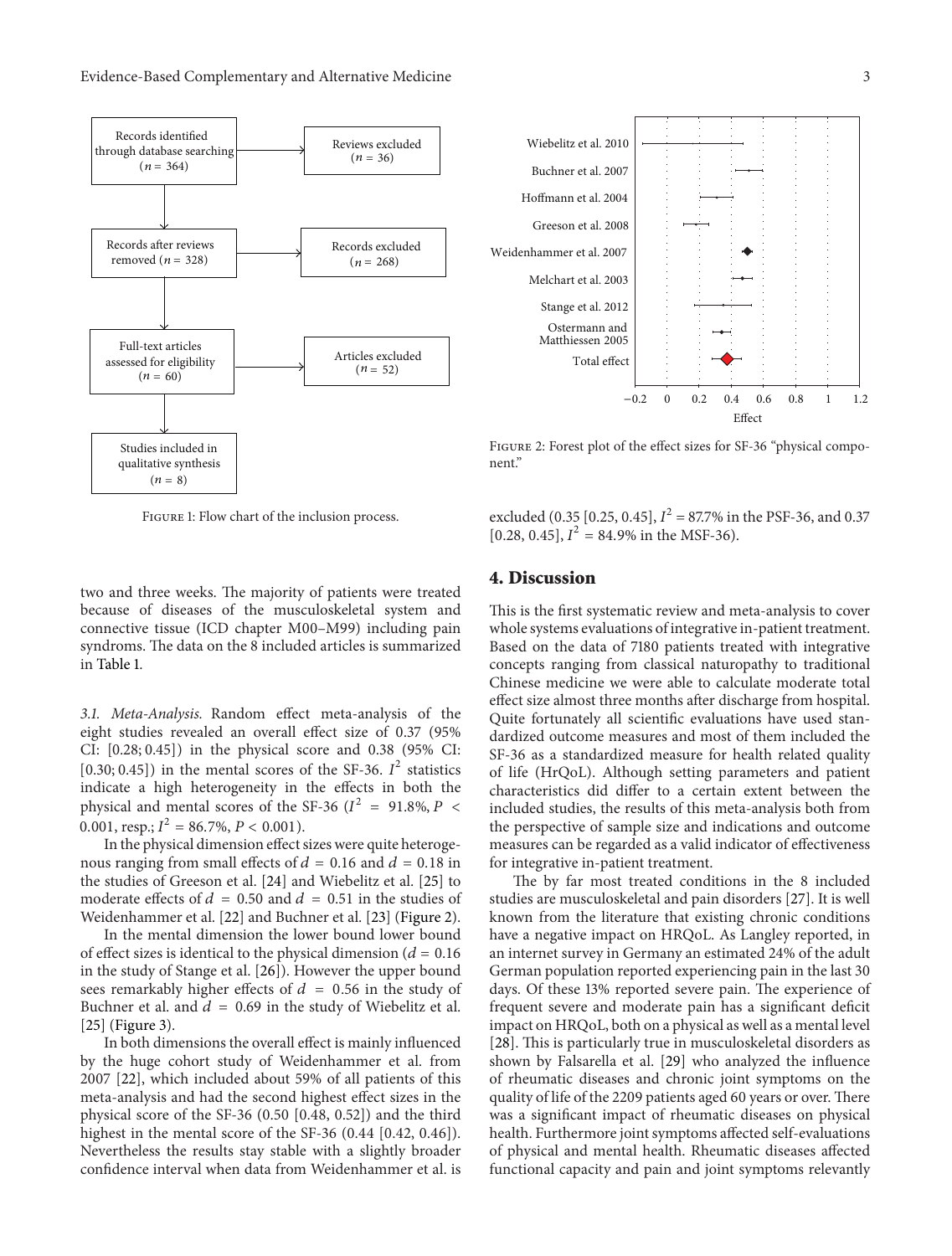Figure 1: Flow chart of the inclusion process.

Figure 2: Forest plot of the effect sizes for SF-36 "physical component."

two and three weeks. The majority of patients were treated because of diseases of the musculoskeletal system and connective tissue (ICD chapter M00–M99) including pain syndroms. The data on the 8 included articles is summarized in Table 1.

*3.1. Meta-Analysis.* Random effect meta-analysis of the eight studies revealed an overall effect size of 0.37 (95% CI: [0.28; 0.45]) in the physical score and 0.38 (95% CI: [0.30; 0.45]) in the mental scores of the SF-36. $I^2$ statistics indicate a high heterogeneity in the effects in both the physical and mental scores of the SF-36 ($I^2 = 91.8\%$, $P < 0.001$, resp.; $I^2 = 86.7\%$, $P < 0.001$).

In the physical dimension effect sizes were quite heterogenous ranging from small effects of $d = 0.16$ and $d = 0.18$ in the studies of Greeson et al. [24] and Wiebelitz et al. [25] to moderate effects of $d = 0.50$ and $d = 0.51$ in the studies of Weidenhammer et al. [22] and Buchner et al. [23] (Figure 2).

In the mental dimension the lower bound lower bound of effect sizes is identical to the physical dimension ($d = 0.16$ in the study of Stange et al. [26]). However the upper bound sees remarkably higher effects of $d = 0.56$ in the study of Buchner et al. and $d = 0.69$ in the study of Wiebelitz et al. [25] (Figure 3).

In both dimensions the overall effect is mainly influenced by the huge cohort study of Weidenhammer et al. from 2007 [22], which included about 59% of all patients of this meta-analysis and had the second highest effect sizes in the physical score of the SF-36 (0.50 [0.48, 0.52]) and the third highest in the mental score of the SF-36 (0.44 [0.42, 0.46]). Nevertheless the results stay stable with a slightly broader confidence interval when data from Weidenhammer et al. is excluded (0.35 [0.25, 0.45], $I^2 = 87.7\%$ in the PSF-36, and 0.37 [0.28, 0.45], $I^2 = 84.9\%$ in the MSF-36).

## 4. Discussion

This is the first systematic review and meta-analysis to cover whole systems evaluations of integrative in-patient treatment. Based on the data of 7180 patients treated with integrative concepts ranging from classical naturopathy to traditional Chinese medicine we were able to calculate moderate total effect size almost three months after discharge from hospital. Quite fortunately all scientific evaluations have used standardized outcome measures and most of them included the SF-36 as a standardized measure for health related quality of life (HrQoL). Although setting parameters and patient characteristics did differ to a certain extent between the included studies, the results of this meta-analysis both from the perspective of sample size and indications and outcome measures can be regarded as a valid indicator of effectiveness for integrative in-patient treatment.

The by far most treated conditions in the 8 included studies are musculoskeletal and pain disorders [27]. It is well known from the literature that existing chronic conditions have a negative impact on HRQoL. As Langley reported, in an internet survey in Germany an estimated 24% of the adult German population reported experiencing pain in the last 30 days. Of these 13% reported severe pain. The experience of frequent severe and moderate pain has a significant deficit impact on HRQoL, both on a physical as well as a mental level [28]. This is particularly true in musculoskeletal disorders as shown by Falsarella et al. [29] who analyzed the influence of rheumatic diseases and chronic joint symptoms on the quality of life of the 2209 patients aged 60 years or over. There was a significant impact of rheumatic diseases on physical health. Furthermore joint symptoms affected self-evaluations of physical and mental health. Rheumatic diseases affected functional capacity and pain and joint symptoms relevantly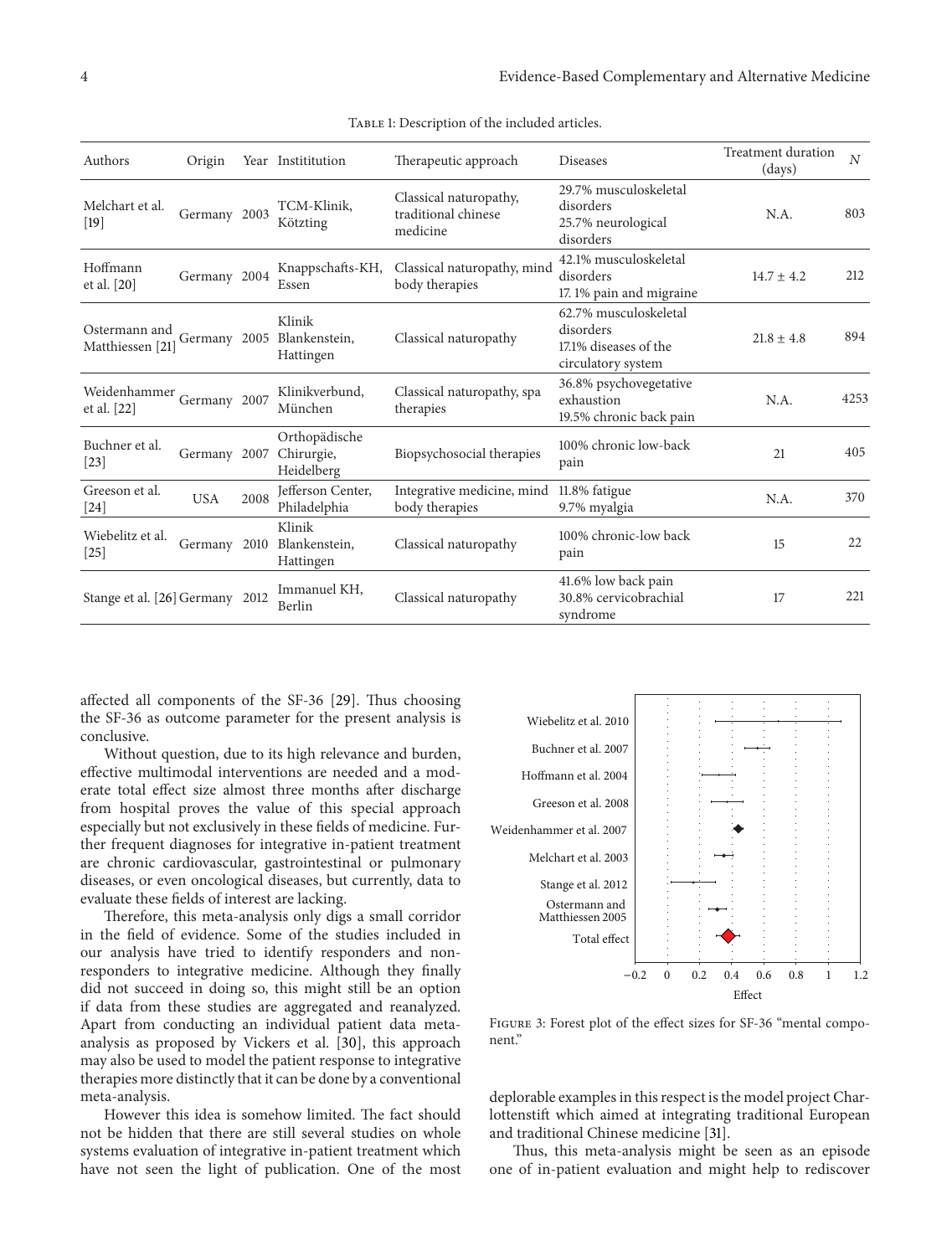Table 1: Description of the included articles.

| Authors | Origin | Year | Instititution | Therapeutic approach | Diseases | Treatment duration (days) | $N$ |
|---|---|---|---|---|---|---|---|
| Melchart et al. [19] | Germany | 2003 | TCM-Klinik, Kötzting | Classical naturopathy, traditional chinese medicine | 29.7% musculoskeletal disorders<br>25.7% neurological disorders | N.A. | 803 |
| Hoffmann et al. [20] | Germany | 2004 | Knappschafts-KH, Essen | Classical naturopathy, mind body therapies | 42.1% musculoskeletal disorders<br>17. 1% pain and migraine | $14.7 \pm 4.2$ | 212 |
| Ostermann and Matthiessen [21] | Germany | 2005 | Klinik Blankenstein, Hattingen | Classical naturopathy | 62.7% musculoskeletal disorders<br>17.1% diseases of the circulatory system | $21.8 \pm 4.8$ | 894 |
| Weidenhammer et al. [22] | Germany | 2007 | Klinikverbund, München | Classical naturopathy, spa therapies | 36.8% psychovegetative exhaustion<br>19.5% chronic back pain | N.A. | 4253 |
| Buchner et al. [23] | Germany | 2007 | Orthopädische Chirurgie, Heidelberg | Biopsychosocial therapies | 100% chronic low-back pain | 21 | 405 |
| Greeson et al. [24] | USA | 2008 | Jefferson Center, Philadelphia | Integrative medicine, mind body therapies | 11.8% fatigue<br>9.7% myalgia | N.A. | 370 |
| Wiebelitz et al. [25] | Germany | 2010 | Klinik Blankenstein, Hattingen | Classical naturopathy | 100% chronic-low back pain | 15 | 22 |
| Stange et al. [26] | Germany | 2012 | Immanuel KH, Berlin | Classical naturopathy | 41.6% low back pain<br>30.8% cervicobrachial syndrome | 17 | 221 |

affected all components of the SF-36 [29]. Thus choosing the SF-36 as outcome parameter for the present analysis is conclusive.

Without question, due to its high relevance and burden, effective multimodal interventions are needed and a moderate total effect size almost three months after discharge from hospital proves the value of this special approach especially but not exclusively in these fields of medicine. Further frequent diagnoses for integrative in-patient treatment are chronic cardiovascular, gastrointestinal or pulmonary diseases, or even oncological diseases, but currently, data to evaluate these fields of interest are lacking.

Therefore, this meta-analysis only digs a small corridor in the field of evidence. Some of the studies included in our analysis have tried to identify responders and non-responders to integrative medicine. Although they finally did not succeed in doing so, this might still be an option if data from these studies are aggregated and reanalyzed. Apart from conducting an individual patient data meta-analysis as proposed by Vickers et al. [30], this approach may also be used to model the patient response to integrative therapies more distinctly that it can be done by a conventional meta-analysis.

However this idea is somehow limited. The fact should not be hidden that there are still several studies on whole systems evaluation of integrative in-patient treatment which have not seen the light of publication. One of the most deplorable examples in this respect is the model project Charlottenstift which aimed at integrating traditional European and traditional Chinese medicine [31].

Figure 3: Forest plot of the effect sizes for SF-36 "mental component."

Thus, this meta-analysis might be seen as an episode one of in-patient evaluation and might help to rediscover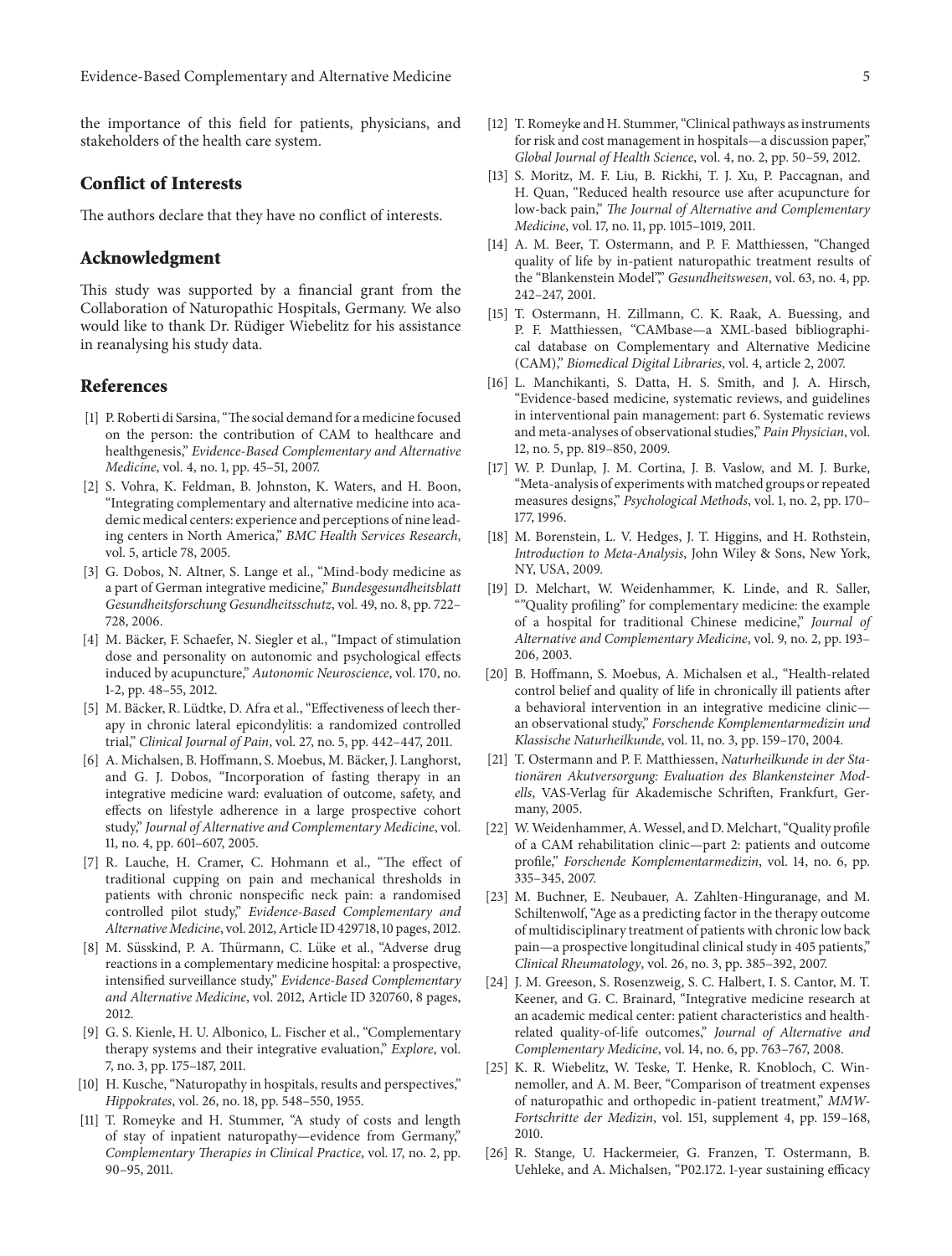the importance of this field for patients, physicians, and stakeholders of the health care system.

## Conflict of Interests

The authors declare that they have no conflict of interests.

## Acknowledgment

This study was supported by a financial grant from the Collaboration of Naturopathic Hospitals, Germany. We also would like to thank Dr. Rüdiger Wiebelitz for his assistance in reanalysing his study data.

## References

[1] P. Roberti di Sarsina, "The social demand for a medicine focused on the person: the contribution of CAM to healthcare and healthgenesis," *Evidence-Based Complementary and Alternative Medicine*, vol. 4, no. 1, pp. 45–51, 2007.

[2] S. Vohra, K. Feldman, B. Johnston, K. Waters, and H. Boon, "Integrating complementary and alternative medicine into academic medical centers: experience and perceptions of nine leading centers in North America," *BMC Health Services Research*, vol. 5, article 78, 2005.

[3] G. Dobos, N. Altner, S. Lange et al., "Mind-body medicine as a part of German integrative medicine," *Bundesgesundheitsblatt Gesundheitsforschung Gesundheitsschutz*, vol. 49, no. 8, pp. 722–728, 2006.

[4] M. Bäcker, F. Schaefer, N. Siegler et al., "Impact of stimulation dose and personality on autonomic and psychological effects induced by acupuncture," *Autonomic Neuroscience*, vol. 170, no. 1-2, pp. 48–55, 2012.

[5] M. Bäcker, R. Lüdtke, D. Afra et al., "Effectiveness of leech therapy in chronic lateral epicondylitis: a randomized controlled trial," *Clinical Journal of Pain*, vol. 27, no. 5, pp. 442–447, 2011.

[6] A. Michalsen, B. Hoffmann, S. Moebus, M. Bäcker, J. Langhorst, and G. J. Dobos, "Incorporation of fasting therapy in an integrative medicine ward: evaluation of outcome, safety, and effects on lifestyle adherence in a large prospective cohort study," *Journal of Alternative and Complementary Medicine*, vol. 11, no. 4, pp. 601–607, 2005.

[7] R. Lauche, H. Cramer, C. Hohmann et al., "The effect of traditional cupping on pain and mechanical thresholds in patients with chronic nonspecific neck pain: a randomised controlled pilot study," *Evidence-Based Complementary and Alternative Medicine*, vol. 2012, Article ID 429718, 10 pages, 2012.

[8] M. Süsskind, P. A. Thürmann, C. Lüke et al., "Adverse drug reactions in a complementary medicine hospital: a prospective, intensified surveillance study," *Evidence-Based Complementary and Alternative Medicine*, vol. 2012, Article ID 320760, 8 pages, 2012.

[9] G. S. Kienle, H. U. Albonico, L. Fischer et al., "Complementary therapy systems and their integrative evaluation," *Explore*, vol. 7, no. 3, pp. 175–187, 2011.

[10] H. Kusche, "Naturopathy in hospitals, results and perspectives," *Hippokrates*, vol. 26, no. 18, pp. 548–550, 1955.

[11] T. Romeyke and H. Stummer, "A study of costs and length of stay of inpatient naturopathy—evidence from Germany," *Complementary Therapies in Clinical Practice*, vol. 17, no. 2, pp. 90–95, 2011.

[12] T. Romeyke and H. Stummer, "Clinical pathways as instruments for risk and cost management in hospitals—a discussion paper," *Global Journal of Health Science*, vol. 4, no. 2, pp. 50–59, 2012.

[13] S. Moritz, M. F. Liu, B. Rickhi, T. J. Xu, P. Paccagnan, and H. Quan, "Reduced health resource use after acupuncture for low-back pain," *The Journal of Alternative and Complementary Medicine*, vol. 17, no. 11, pp. 1015–1019, 2011.

[14] A. M. Beer, T. Ostermann, and P. F. Matthiessen, "Changed quality of life by in-patient naturopathic treatment results of the "Blankenstein Model"," *Gesundheitswesen*, vol. 63, no. 4, pp. 242–247, 2001.

[15] T. Ostermann, H. Zillmann, C. K. Raak, A. Buessing, and P. F. Matthiessen, "CAMbase—a XML-based bibliographical database on Complementary and Alternative Medicine (CAM)," *Biomedical Digital Libraries*, vol. 4, article 2, 2007.

[16] L. Manchikanti, S. Datta, H. S. Smith, and J. A. Hirsch, "Evidence-based medicine, systematic reviews, and guidelines in interventional pain management: part 6. Systematic reviews and meta-analyses of observational studies," *Pain Physician*, vol. 12, no. 5, pp. 819–850, 2009.

[17] W. P. Dunlap, J. M. Cortina, J. B. Vaslow, and M. J. Burke, "Meta-analysis of experiments with matched groups or repeated measures designs," *Psychological Methods*, vol. 1, no. 2, pp. 170–177, 1996.

[18] M. Borenstein, L. V. Hedges, J. T. Higgins, and H. Rothstein, *Introduction to Meta-Analysis*, John Wiley & Sons, New York, NY, USA, 2009.

[19] D. Melchart, W. Weidenhammer, K. Linde, and R. Saller, ""Quality profiling" for complementary medicine: the example of a hospital for traditional Chinese medicine," *Journal of Alternative and Complementary Medicine*, vol. 9, no. 2, pp. 193–206, 2003.

[20] B. Hoffmann, S. Moebus, A. Michalsen et al., "Health-related control belief and quality of life in chronically ill patients after a behavioral intervention in an integrative medicine clinic—an observational study," *Forschende Komplementarmedizin und Klassische Naturheilkunde*, vol. 11, no. 3, pp. 159–170, 2004.

[21] T. Ostermann and P. F. Matthiessen, *Naturheilkunde in der Stationären Akutversorgung: Evaluation des Blankensteiner Modells*, VAS-Verlag für Akademische Schriften, Frankfurt, Germany, 2005.

[22] W. Weidenhammer, A. Wessel, and D. Melchart, "Quality profile of a CAM rehabilitation clinic—part 2: patients and outcome profile," *Forschende Komplementarmedizin*, vol. 14, no. 6, pp. 335–345, 2007.

[23] M. Buchner, E. Neubauer, A. Zahlten-Hinguranage, and M. Schiltenwolf, "Age as a predicting factor in the therapy outcome of multidisciplinary treatment of patients with chronic low back pain—a prospective longitudinal clinical study in 405 patients," *Clinical Rheumatology*, vol. 26, no. 3, pp. 385–392, 2007.

[24] J. M. Greeson, S. Rosenzweig, S. C. Halbert, I. S. Cantor, M. T. Keener, and G. C. Brainard, "Integrative medicine research at an academic medical center: patient characteristics and health-related quality-of-life outcomes," *Journal of Alternative and Complementary Medicine*, vol. 14, no. 6, pp. 763–767, 2008.

[25] K. R. Wiebelitz, W. Teske, T. Henke, R. Knobloch, C. Winnemoller, and A. M. Beer, "Comparison of treatment expenses of naturopathic and orthopedic in-patient treatment," *MMW-Fortschritte der Medizin*, vol. 151, supplement 4, pp. 159–168, 2010.

[26] R. Stange, U. Hackermeier, G. Franzen, T. Ostermann, B. Uehleke, and A. Michalsen, "P02.172. 1-year sustaining efficacy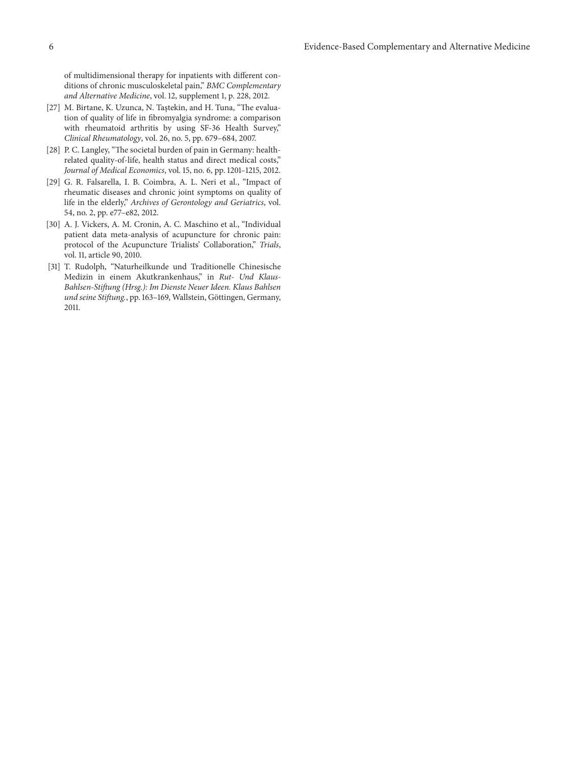of multidimensional therapy for inpatients with different conditions of chronic musculoskeletal pain," *BMC Complementary and Alternative Medicine*, vol. 12, supplement 1, p. 228, 2012.

[27] M. Birtane, K. Uzunca, N. Taştekin, and H. Tuna, "The evaluation of quality of life in fibromyalgia syndrome: a comparison with rheumatoid arthritis by using SF-36 Health Survey," *Clinical Rheumatology*, vol. 26, no. 5, pp. 679–684, 2007.

[28] P. C. Langley, "The societal burden of pain in Germany: health-related quality-of-life, health status and direct medical costs," *Journal of Medical Economics*, vol. 15, no. 6, pp. 1201–1215, 2012.

[29] G. R. Falsarella, I. B. Coimbra, A. L. Neri et al., "Impact of rheumatic diseases and chronic joint symptoms on quality of life in the elderly," *Archives of Gerontology and Geriatrics*, vol. 54, no. 2, pp. e77–e82, 2012.

[30] A. J. Vickers, A. M. Cronin, A. C. Maschino et al., "Individual patient data meta-analysis of acupuncture for chronic pain: protocol of the Acupuncture Trialists' Collaboration," *Trials*, vol. 11, article 90, 2010.

[31] T. Rudolph, "Naturheilkunde und Traditionelle Chinesische Medizin in einem Akutkrankenhaus," in *Rut- Und Klaus-Bahlsen-Stiftung (Hrsg.): Im Dienste Neuer Ideen. Klaus Bahlsen und seine Stiftung.*, pp. 163–169, Wallstein, Göttingen, Germany, 2011.